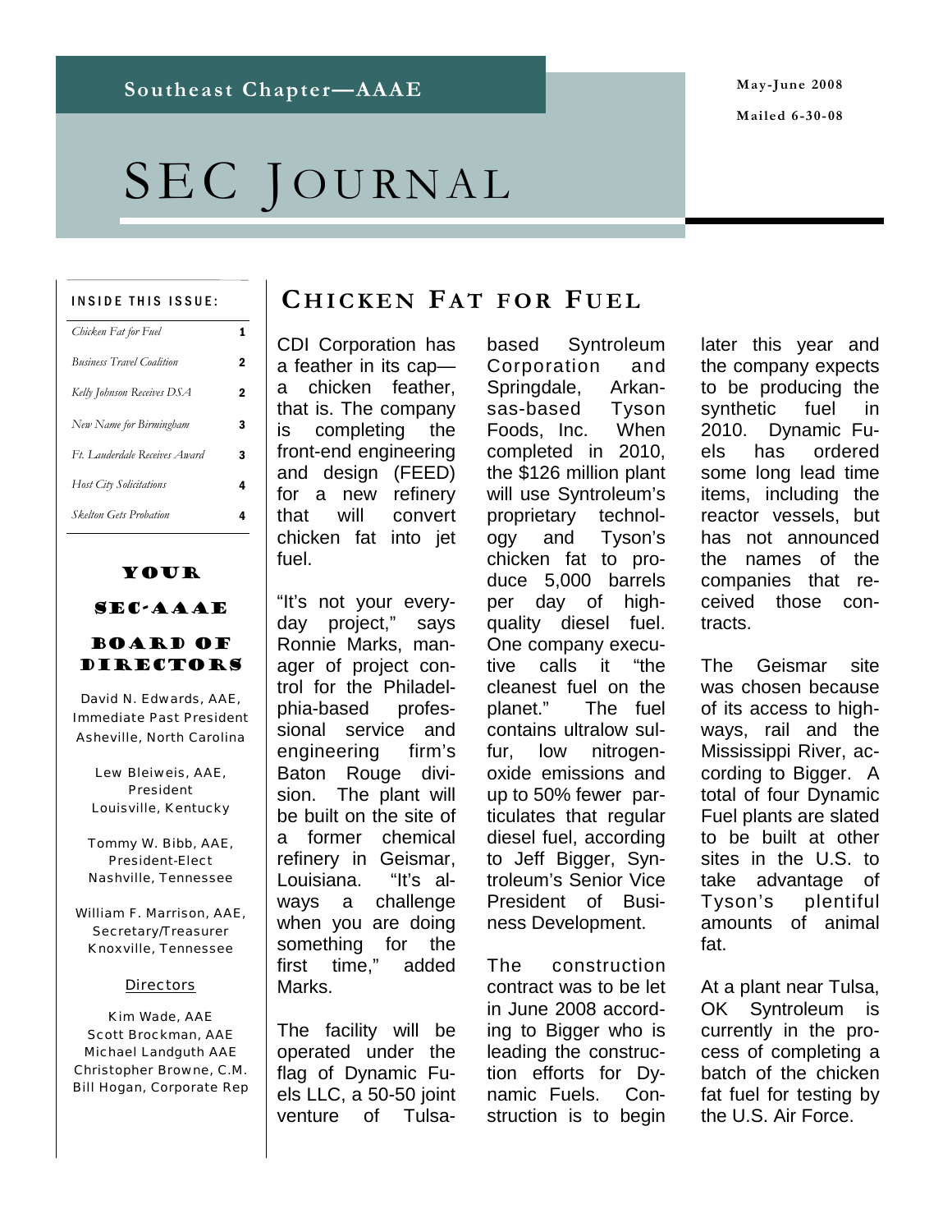Southeast Chapter—AAAE

May-June 2008

Mailed 6-30-08

# SEC Journal

**INSIDE THIS ISSUE:**

| | |
|---|---|
| *Chicken Fat for Fuel* | 1 |
| *Business Travel Coalition* | 2 |
| *Kelly Johnson Receives DSA* | 2 |
| *New Name for Birmingham* | 3 |
| *Ft. Lauderdale Receives Award* | 3 |
| *Host City Solicitations* | 4 |
| *Skelton Gets Probation* | 4 |

## Chicken Fat for Fuel

CDI Corporation has a feather in its cap—a chicken feather, that is. The company is completing the front-end engineering and design (FEED) for a new refinery that will convert chicken fat into jet fuel.

"It's not your everyday project," says Ronnie Marks, manager of project control for the Philadelphia-based professional service and engineering firm's Baton Rouge division. The plant will be built on the site of a former chemical refinery in Geismar, Louisiana. "It's always a challenge when you are doing something for the first time," added Marks.

The facility will be operated under the flag of Dynamic Fuels LLC, a 50-50 joint venture of Tulsa-based Syntroleum Corporation and Springdale, Arkansas-based Tyson Foods, Inc. When completed in 2010, the $126 million plant will use Syntroleum's proprietary technology and Tyson's chicken fat to produce 5,000 barrels per day of high-quality diesel fuel. One company executive calls it "the cleanest fuel on the planet." The fuel contains ultralow sulfur, low nitrogen-oxide emissions and up to 50% fewer particulates that regular diesel fuel, according to Jeff Bigger, Syntroleum's Senior Vice President of Business Development.

The construction contract was to be let in June 2008 according to Bigger who is leading the construction efforts for Dynamic Fuels. Construction is to begin later this year and the company expects to be producing the synthetic fuel in 2010. Dynamic Fuels has ordered some long lead time items, including the reactor vessels, but has not announced the names of the companies that received those contracts.

The Geismar site was chosen because of its access to highways, rail and the Mississippi River, according to Bigger. A total of four Dynamic Fuel plants are slated to be built at other sites in the U.S. to take advantage of Tyson's plentiful amounts of animal fat.

At a plant near Tulsa, OK Syntroleum is currently in the process of completing a batch of the chicken fat fuel for testing by the U.S. Air Force.

### Your SEC-AAAE Board of Directors

David N. Edwards, AAE,
Immediate Past President
Asheville, North Carolina

Lew Bleiweis, AAE,
President
Louisville, Kentucky

Tommy W. Bibb, AAE,
President-Elect
Nashville, Tennessee

William F. Marrison, AAE,
Secretary/Treasurer
Knoxville, Tennessee

Directors

Kim Wade, AAE
Scott Brockman, AAE
Michael Landguth AAE
Christopher Browne, C.M.
Bill Hogan, Corporate Rep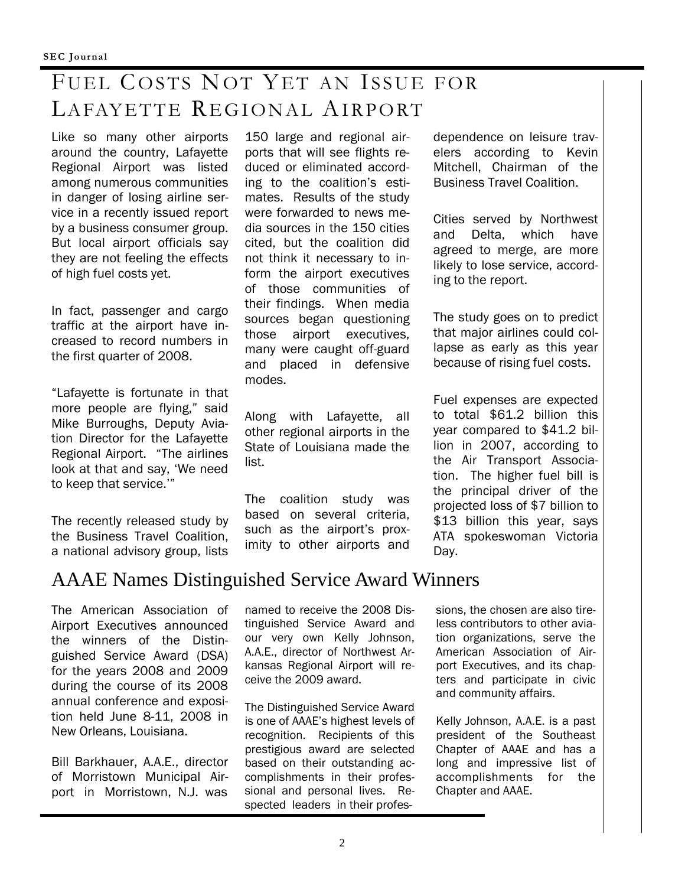# Fuel Costs Not Yet an Issue for Lafayette Regional Airport

Like so many other airports around the country, Lafayette Regional Airport was listed among numerous communities in danger of losing airline service in a recently issued report by a business consumer group. But local airport officials say they are not feeling the effects of high fuel costs yet.

In fact, passenger and cargo traffic at the airport have increased to record numbers in the first quarter of 2008.

"Lafayette is fortunate in that more people are flying," said Mike Burroughs, Deputy Aviation Director for the Lafayette Regional Airport. "The airlines look at that and say, 'We need to keep that service.'"

The recently released study by the Business Travel Coalition, a national advisory group, lists 150 large and regional airports that will see flights reduced or eliminated according to the coalition's estimates. Results of the study were forwarded to news media sources in the 150 cities cited, but the coalition did not think it necessary to inform the airport executives of those communities of their findings. When media sources began questioning those airport executives, many were caught off-guard and placed in defensive modes.

Along with Lafayette, all other regional airports in the State of Louisiana made the list.

The coalition study was based on several criteria, such as the airport's proximity to other airports and dependence on leisure travelers according to Kevin Mitchell, Chairman of the Business Travel Coalition.

Cities served by Northwest and Delta, which have agreed to merge, are more likely to lose service, according to the report.

The study goes on to predict that major airlines could collapse as early as this year because of rising fuel costs.

Fuel expenses are expected to total $61.2 billion this year compared to $41.2 billion in 2007, according to the Air Transport Association. The higher fuel bill is the principal driver of the projected loss of $7 billion to $13 billion this year, says ATA spokeswoman Victoria Day.

# AAAE Names Distinguished Service Award Winners

The American Association of Airport Executives announced the winners of the Distinguished Service Award (DSA) for the years 2008 and 2009 during the course of its 2008 annual conference and exposition held June 8-11, 2008 in New Orleans, Louisiana.

Bill Barkhauer, A.A.E., director of Morristown Municipal Airport in Morristown, N.J. was named to receive the 2008 Distinguished Service Award and our very own Kelly Johnson, A.A.E., director of Northwest Arkansas Regional Airport will receive the 2009 award.

The Distinguished Service Award is one of AAAE's highest levels of recognition. Recipients of this prestigious award are selected based on their outstanding accomplishments in their professional and personal lives. Respected leaders in their professions, the chosen are also tireless contributors to other aviation organizations, serve the American Association of Airport Executives, and its chapters and participate in civic and community affairs.

Kelly Johnson, A.A.E. is a past president of the Southeast Chapter of AAAE and has a long and impressive list of accomplishments for the Chapter and AAAE.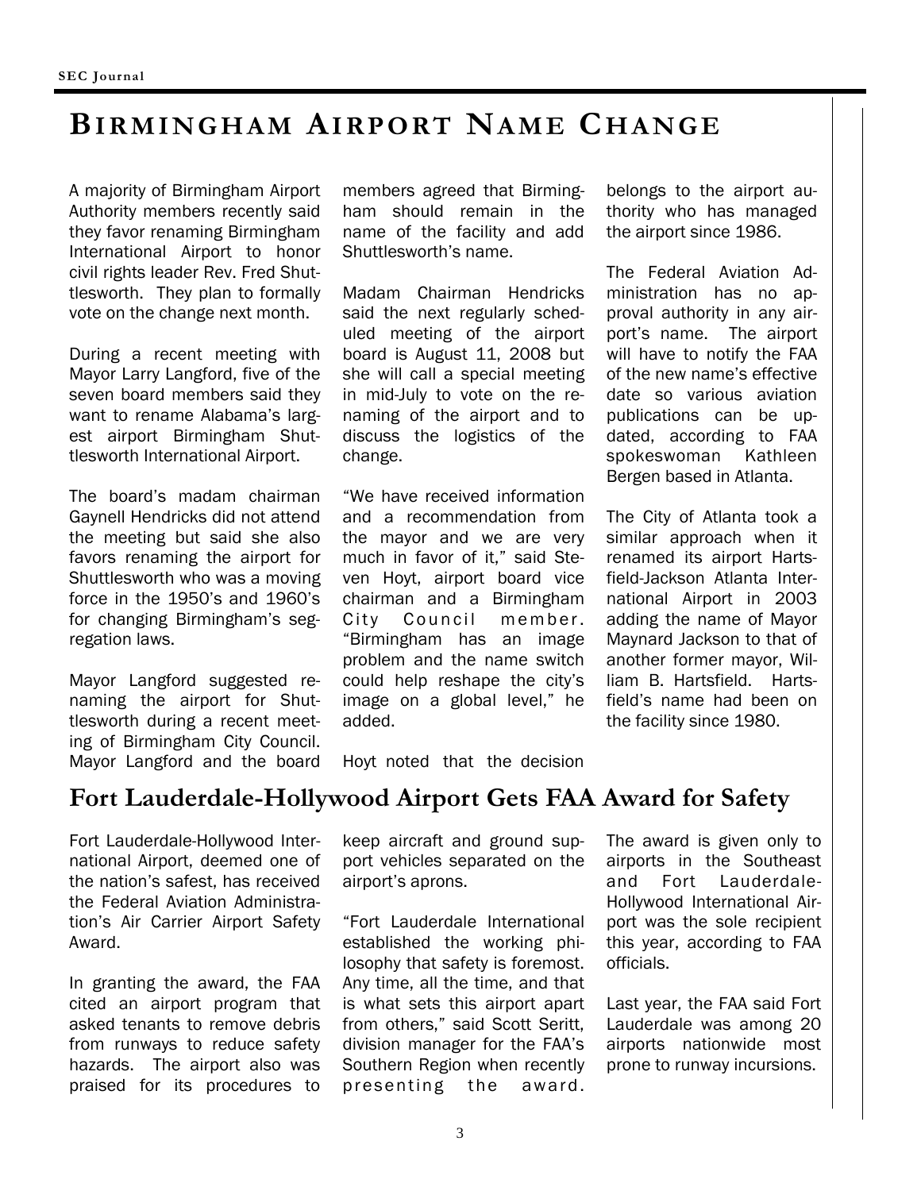# Birmingham Airport Name Change

A majority of Birmingham Airport Authority members recently said they favor renaming Birmingham International Airport to honor civil rights leader Rev. Fred Shuttlesworth. They plan to formally vote on the change next month.

During a recent meeting with Mayor Larry Langford, five of the seven board members said they want to rename Alabama's largest airport Birmingham Shuttlesworth International Airport.

The board's madam chairman Gaynell Hendricks did not attend the meeting but said she also favors renaming the airport for Shuttlesworth who was a moving force in the 1950's and 1960's for changing Birmingham's segregation laws.

Mayor Langford suggested renaming the airport for Shuttlesworth during a recent meeting of Birmingham City Council. Mayor Langford and the board members agreed that Birmingham should remain in the name of the facility and add Shuttlesworth's name.

Madam Chairman Hendricks said the next regularly scheduled meeting of the airport board is August 11, 2008 but she will call a special meeting in mid-July to vote on the renaming of the airport and to discuss the logistics of the change.

"We have received information and a recommendation from the mayor and we are very much in favor of it," said Steven Hoyt, airport board vice chairman and a Birmingham City Council member. "Birmingham has an image problem and the name switch could help reshape the city's image on a global level," he added.

Hoyt noted that the decision belongs to the airport authority who has managed the airport since 1986.

The Federal Aviation Administration has no approval authority in any airport's name. The airport will have to notify the FAA of the new name's effective date so various aviation publications can be updated, according to FAA spokeswoman Kathleen Bergen based in Atlanta.

The City of Atlanta took a similar approach when it renamed its airport Hartsfield-Jackson Atlanta International Airport in 2003 adding the name of Mayor Maynard Jackson to that of another former mayor, William B. Hartsfield. Hartsfield's name had been on the facility since 1980.

## Fort Lauderdale-Hollywood Airport Gets FAA Award for Safety

Fort Lauderdale-Hollywood International Airport, deemed one of the nation's safest, has received the Federal Aviation Administration's Air Carrier Airport Safety Award.

In granting the award, the FAA cited an airport program that asked tenants to remove debris from runways to reduce safety hazards. The airport also was praised for its procedures to keep aircraft and ground support vehicles separated on the airport's aprons.

"Fort Lauderdale International established the working philosophy that safety is foremost. Any time, all the time, and that is what sets this airport apart from others," said Scott Seritt, division manager for the FAA's Southern Region when recently presenting the award.

The award is given only to airports in the Southeast and Fort Lauderdale-Hollywood International Airport was the sole recipient this year, according to FAA officials.

Last year, the FAA said Fort Lauderdale was among 20 airports nationwide most prone to runway incursions.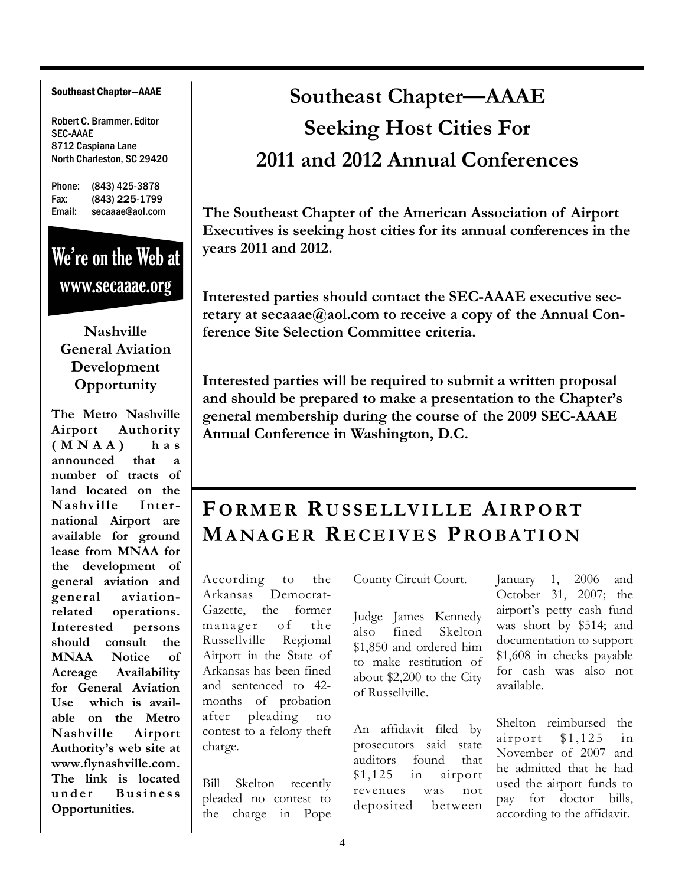Southeast Chapter—AAAE

Robert C. Brammer, Editor
SEC-AAAE
8712 Caspiana Lane
North Charleston, SC 29420

Phone: (843) 425-3878
Fax: (843) 225-1799
Email: secaaae@aol.com

**We're on the Web at www.secaaae.org**

### Nashville General Aviation Development Opportunity

**The Metro Nashville Airport Authority (MNAA) has announced that a number of tracts of land located on the Nashville International Airport are available for ground lease from MNAA for the development of general aviation and general aviation-related operations. Interested persons should consult the MNAA Notice of Acreage Availability for General Aviation Use which is available on the Metro Nashville Airport Authority's web site at www.flynashville.com. The link is located under Business Opportunities.**

# Southeast Chapter—AAAE Seeking Host Cities For 2011 and 2012 Annual Conferences

**The Southeast Chapter of the American Association of Airport Executives is seeking host cities for its annual conferences in the years 2011 and 2012.**

**Interested parties should contact the SEC-AAAE executive secretary at secaaae@aol.com to receive a copy of the Annual Conference Site Selection Committee criteria.**

**Interested parties will be required to submit a written proposal and should be prepared to make a presentation to the Chapter's general membership during the course of the 2009 SEC-AAAE Annual Conference in Washington, D.C.**

## Former Russellville Airport Manager Receives Probation

According to the Arkansas Democrat-Gazette, the former manager of the Russellville Regional Airport in the State of Arkansas has been fined and sentenced to 42-months of probation after pleading no contest to a felony theft charge.

Bill Skelton recently pleaded no contest to the charge in Pope County Circuit Court.

Judge James Kennedy also fined Skelton $1,850 and ordered him to make restitution of about $2,200 to the City of Russellville.

An affidavit filed by prosecutors said state auditors found that $1,125 in airport revenues was not deposited between January 1, 2006 and October 31, 2007; the airport's petty cash fund was short by $514; and documentation to support $1,608 in checks payable for cash was also not available.

Shelton reimbursed the airport $1,125 in November of 2007 and he admitted that he had used the airport funds to pay for doctor bills, according to the affidavit.